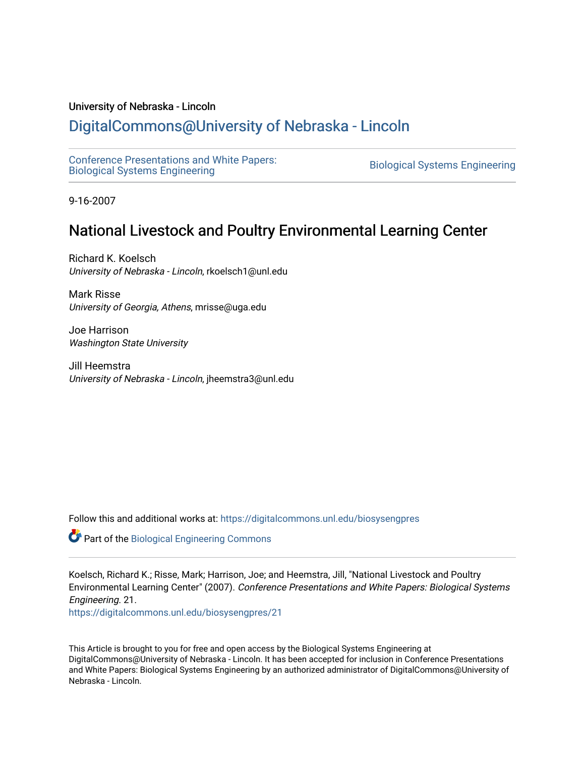University of Nebraska - Lincoln

# DigitalCommons@University of Nebraska - Lincoln

Conference Presentations and White Papers: Biological Systems Engineering

Biological Systems Engineering

9-16-2007

## National Livestock and Poultry Environmental Learning Center

Richard K. Koelsch
*University of Nebraska - Lincoln*, rkoelsch1@unl.edu

Mark Risse
*University of Georgia, Athens*, mrisse@uga.edu

Joe Harrison
*Washington State University*

Jill Heemstra
*University of Nebraska - Lincoln*, jheemstra3@unl.edu

Follow this and additional works at: https://digitalcommons.unl.edu/biosysengpres

Part of the Biological Engineering Commons

Koelsch, Richard K.; Risse, Mark; Harrison, Joe; and Heemstra, Jill, "National Livestock and Poultry Environmental Learning Center" (2007). *Conference Presentations and White Papers: Biological Systems Engineering*. 21.
https://digitalcommons.unl.edu/biosysengpres/21

This Article is brought to you for free and open access by the Biological Systems Engineering at DigitalCommons@University of Nebraska - Lincoln. It has been accepted for inclusion in Conference Presentations and White Papers: Biological Systems Engineering by an authorized administrator of DigitalCommons@University of Nebraska - Lincoln.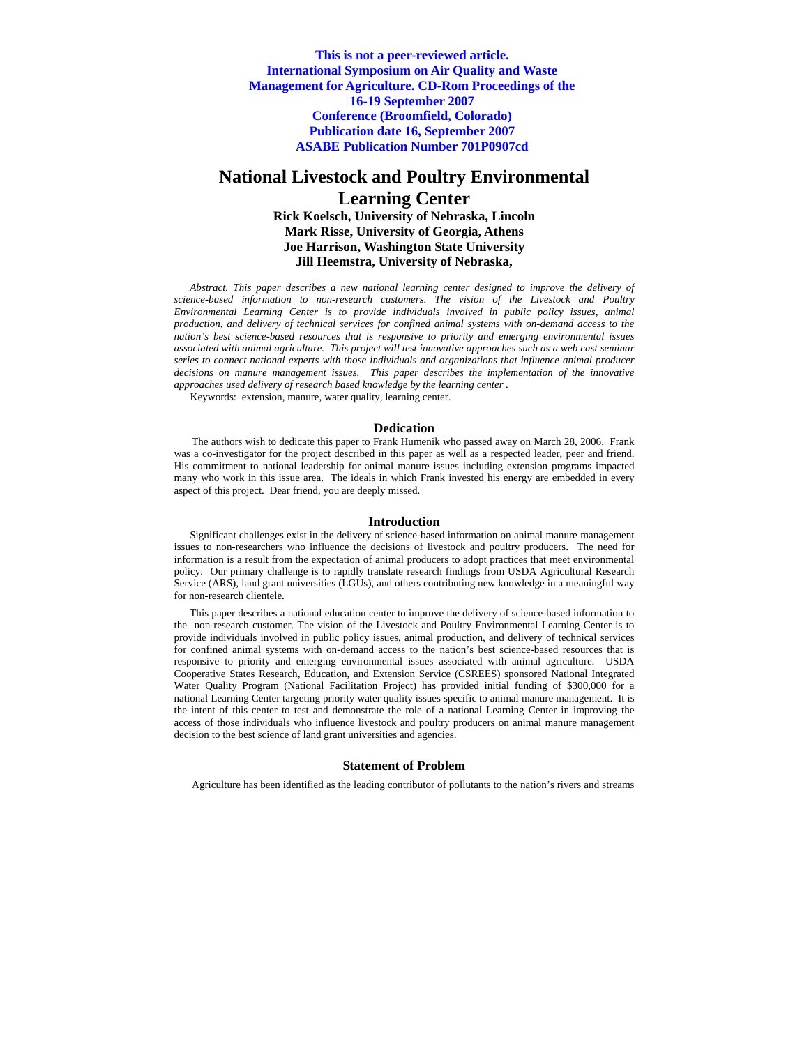**This is not a peer-reviewed article.**
**International Symposium on Air Quality and Waste Management for Agriculture. CD-Rom Proceedings of the 16-19 September 2007 Conference (Broomfield, Colorado)**
**Publication date 16, September 2007**
**ASABE Publication Number 701P0907cd**

# National Livestock and Poultry Environmental Learning Center

**Rick Koelsch, University of Nebraska, Lincoln**
**Mark Risse, University of Georgia, Athens**
**Joe Harrison, Washington State University**
**Jill Heemstra, University of Nebraska,**

*Abstract. This paper describes a new national learning center designed to improve the delivery of science-based information to non-research customers. The vision of the Livestock and Poultry Environmental Learning Center is to provide individuals involved in public policy issues, animal production, and delivery of technical services for confined animal systems with on-demand access to the nation's best science-based resources that is responsive to priority and emerging environmental issues associated with animal agriculture. This project will test innovative approaches such as a web cast seminar series to connect national experts with those individuals and organizations that influence animal producer decisions on manure management issues. This paper describes the implementation of the innovative approaches used delivery of research based knowledge by the learning center .*

Keywords: extension, manure, water quality, learning center.

## Dedication

The authors wish to dedicate this paper to Frank Humenik who passed away on March 28, 2006. Frank was a co-investigator for the project described in this paper as well as a respected leader, peer and friend. His commitment to national leadership for animal manure issues including extension programs impacted many who work in this issue area. The ideals in which Frank invested his energy are embedded in every aspect of this project. Dear friend, you are deeply missed.

## Introduction

Significant challenges exist in the delivery of science-based information on animal manure management issues to non-researchers who influence the decisions of livestock and poultry producers. The need for information is a result from the expectation of animal producers to adopt practices that meet environmental policy. Our primary challenge is to rapidly translate research findings from USDA Agricultural Research Service (ARS), land grant universities (LGUs), and others contributing new knowledge in a meaningful way for non-research clientele.

This paper describes a national education center to improve the delivery of science-based information to the non-research customer. The vision of the Livestock and Poultry Environmental Learning Center is to provide individuals involved in public policy issues, animal production, and delivery of technical services for confined animal systems with on-demand access to the nation's best science-based resources that is responsive to priority and emerging environmental issues associated with animal agriculture. USDA Cooperative States Research, Education, and Extension Service (CSREES) sponsored National Integrated Water Quality Program (National Facilitation Project) has provided initial funding of $300,000 for a national Learning Center targeting priority water quality issues specific to animal manure management. It is the intent of this center to test and demonstrate the role of a national Learning Center in improving the access of those individuals who influence livestock and poultry producers on animal manure management decision to the best science of land grant universities and agencies.

## Statement of Problem

Agriculture has been identified as the leading contributor of pollutants to the nation's rivers and streams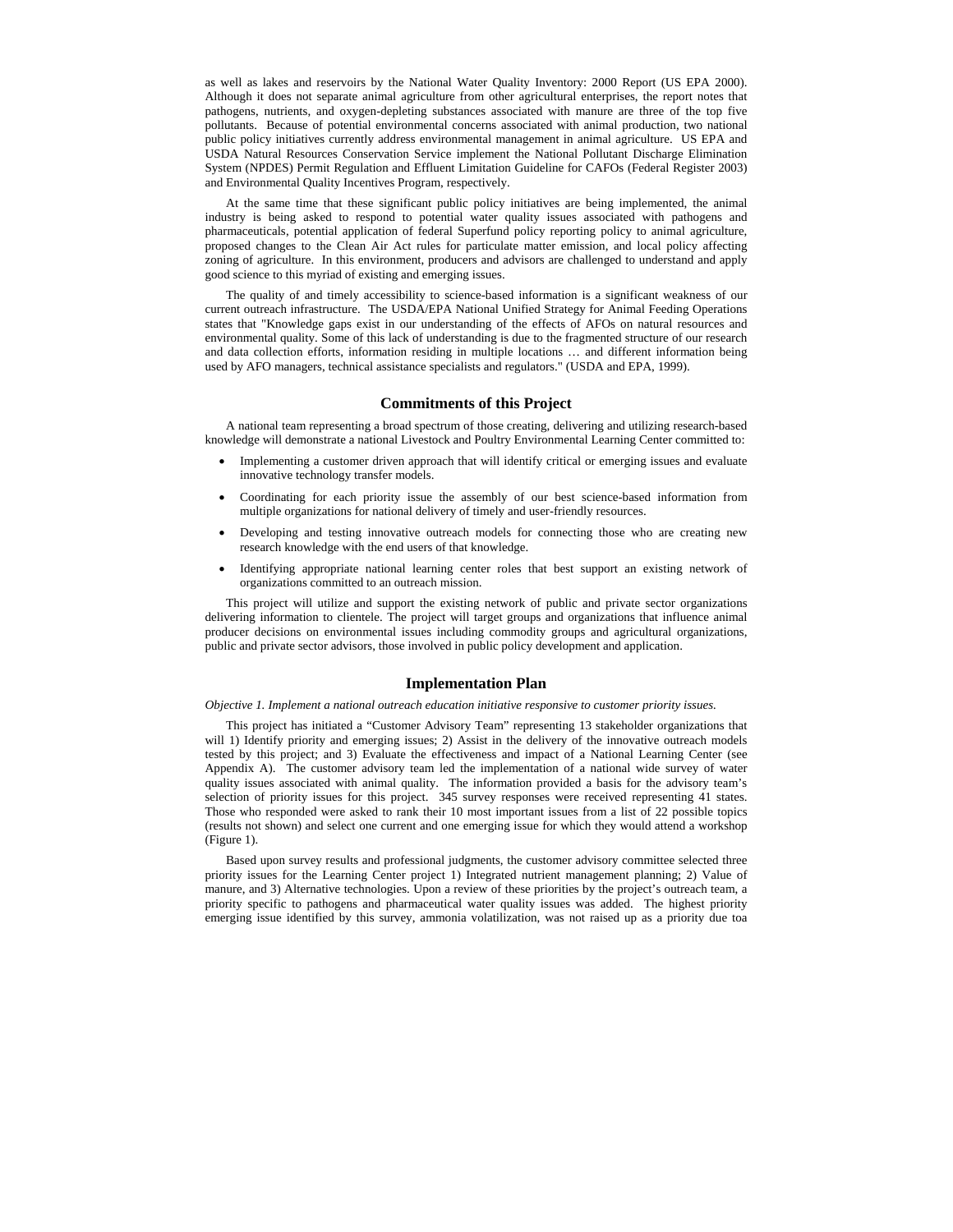as well as lakes and reservoirs by the National Water Quality Inventory: 2000 Report (US EPA 2000). Although it does not separate animal agriculture from other agricultural enterprises, the report notes that pathogens, nutrients, and oxygen-depleting substances associated with manure are three of the top five pollutants. Because of potential environmental concerns associated with animal production, two national public policy initiatives currently address environmental management in animal agriculture. US EPA and USDA Natural Resources Conservation Service implement the National Pollutant Discharge Elimination System (NPDES) Permit Regulation and Effluent Limitation Guideline for CAFOs (Federal Register 2003) and Environmental Quality Incentives Program, respectively.

At the same time that these significant public policy initiatives are being implemented, the animal industry is being asked to respond to potential water quality issues associated with pathogens and pharmaceuticals, potential application of federal Superfund policy reporting policy to animal agriculture, proposed changes to the Clean Air Act rules for particulate matter emission, and local policy affecting zoning of agriculture. In this environment, producers and advisors are challenged to understand and apply good science to this myriad of existing and emerging issues.

The quality of and timely accessibility to science-based information is a significant weakness of our current outreach infrastructure. The USDA/EPA National Unified Strategy for Animal Feeding Operations states that "Knowledge gaps exist in our understanding of the effects of AFOs on natural resources and environmental quality. Some of this lack of understanding is due to the fragmented structure of our research and data collection efforts, information residing in multiple locations … and different information being used by AFO managers, technical assistance specialists and regulators." (USDA and EPA, 1999).

## Commitments of this Project

A national team representing a broad spectrum of those creating, delivering and utilizing research-based knowledge will demonstrate a national Livestock and Poultry Environmental Learning Center committed to:

- Implementing a customer driven approach that will identify critical or emerging issues and evaluate innovative technology transfer models.
- Coordinating for each priority issue the assembly of our best science-based information from multiple organizations for national delivery of timely and user-friendly resources.
- Developing and testing innovative outreach models for connecting those who are creating new research knowledge with the end users of that knowledge.
- Identifying appropriate national learning center roles that best support an existing network of organizations committed to an outreach mission.

This project will utilize and support the existing network of public and private sector organizations delivering information to clientele. The project will target groups and organizations that influence animal producer decisions on environmental issues including commodity groups and agricultural organizations, public and private sector advisors, those involved in public policy development and application.

## Implementation Plan

*Objective 1. Implement a national outreach education initiative responsive to customer priority issues.*

This project has initiated a "Customer Advisory Team" representing 13 stakeholder organizations that will 1) Identify priority and emerging issues; 2) Assist in the delivery of the innovative outreach models tested by this project; and 3) Evaluate the effectiveness and impact of a National Learning Center (see Appendix A). The customer advisory team led the implementation of a national wide survey of water quality issues associated with animal quality. The information provided a basis for the advisory team's selection of priority issues for this project. 345 survey responses were received representing 41 states. Those who responded were asked to rank their 10 most important issues from a list of 22 possible topics (results not shown) and select one current and one emerging issue for which they would attend a workshop (Figure 1).

Based upon survey results and professional judgments, the customer advisory committee selected three priority issues for the Learning Center project 1) Integrated nutrient management planning; 2) Value of manure, and 3) Alternative technologies. Upon a review of these priorities by the project's outreach team, a priority specific to pathogens and pharmaceutical water quality issues was added. The highest priority emerging issue identified by this survey, ammonia volatilization, was not raised up as a priority due toa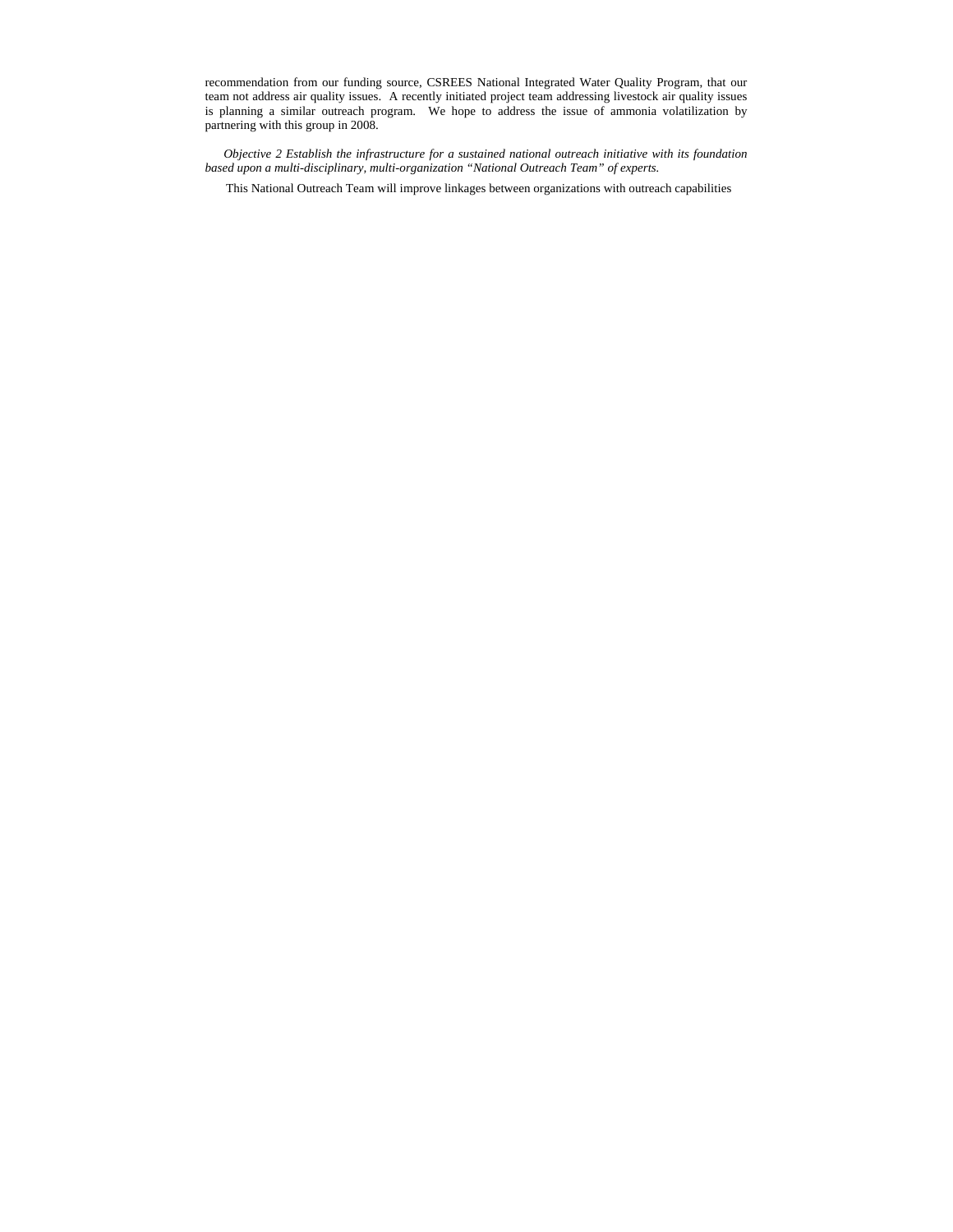recommendation from our funding source, CSREES National Integrated Water Quality Program, that our team not address air quality issues. A recently initiated project team addressing livestock air quality issues is planning a similar outreach program. We hope to address the issue of ammonia volatilization by partnering with this group in 2008.

*Objective 2 Establish the infrastructure for a sustained national outreach initiative with its foundation based upon a multi-disciplinary, multi-organization "National Outreach Team" of experts.*

This National Outreach Team will improve linkages between organizations with outreach capabilities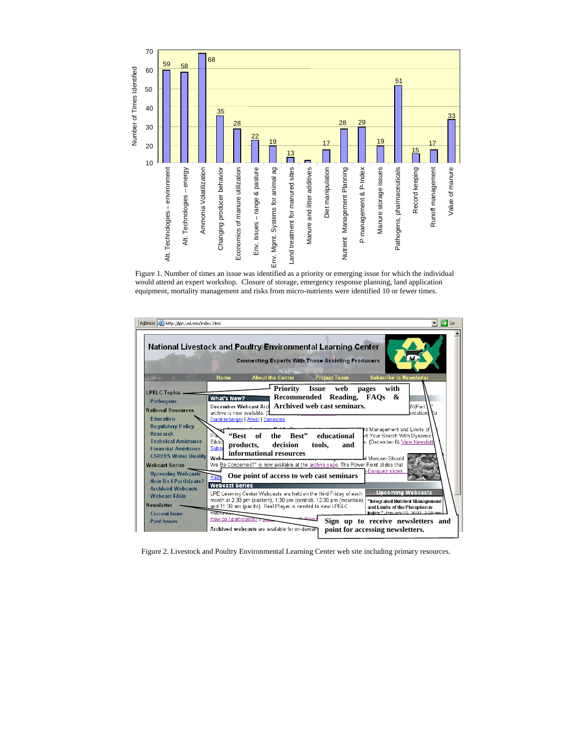Figure 1. Number of times an issue was identified as a priority or emerging issue for which the individual would attend an expert workshop. Closure of storage, emergency response planning, land application equipment, mortality management and risks from micro-nutrients were identified 10 or fewer times.

Figure 2. Livestock and Poultry Environmental Learning Center web site including primary resources.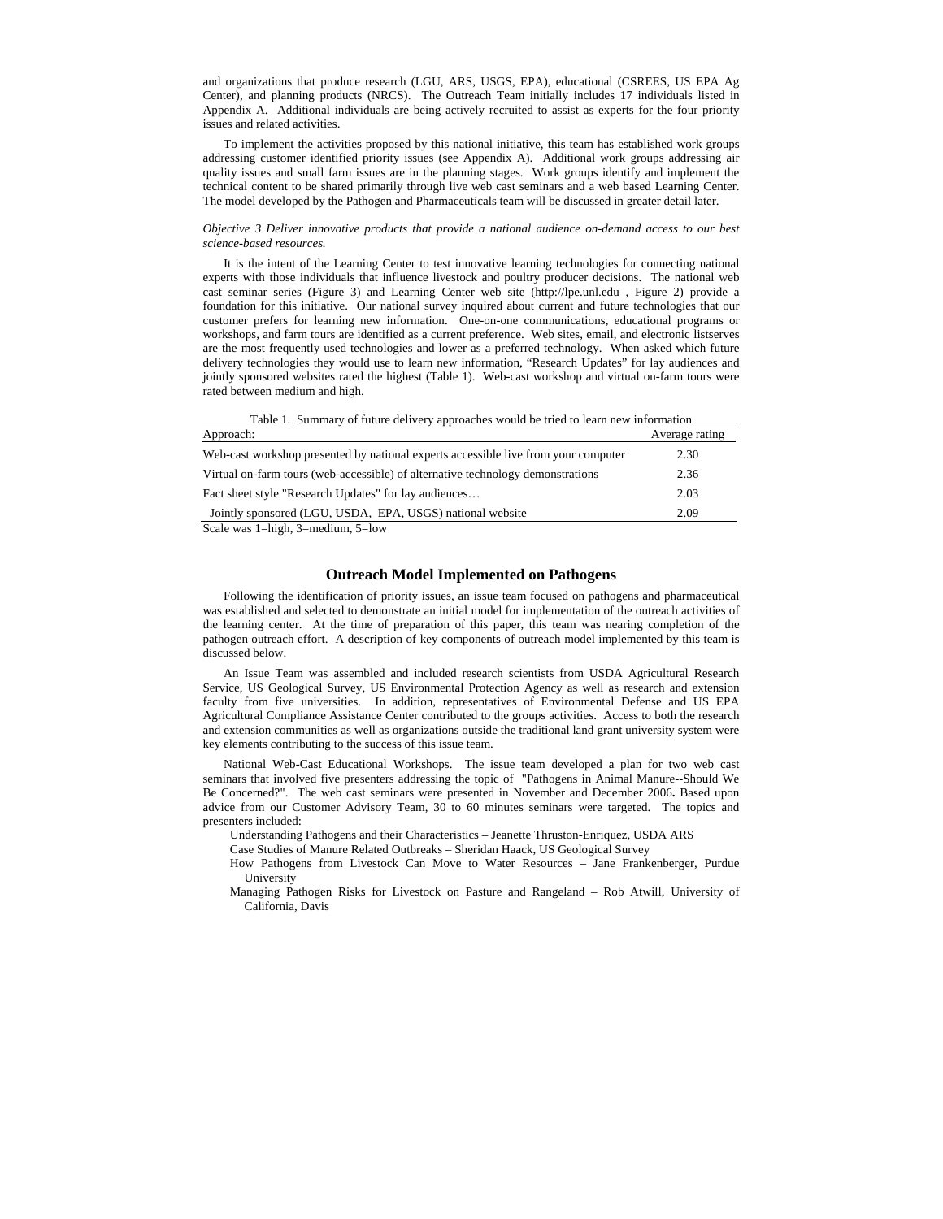and organizations that produce research (LGU, ARS, USGS, EPA), educational (CSREES, US EPA Ag Center), and planning products (NRCS). The Outreach Team initially includes 17 individuals listed in Appendix A. Additional individuals are being actively recruited to assist as experts for the four priority issues and related activities.

To implement the activities proposed by this national initiative, this team has established work groups addressing customer identified priority issues (see Appendix A). Additional work groups addressing air quality issues and small farm issues are in the planning stages. Work groups identify and implement the technical content to be shared primarily through live web cast seminars and a web based Learning Center. The model developed by the Pathogen and Pharmaceuticals team will be discussed in greater detail later.

*Objective 3 Deliver innovative products that provide a national audience on-demand access to our best science-based resources.*

It is the intent of the Learning Center to test innovative learning technologies for connecting national experts with those individuals that influence livestock and poultry producer decisions. The national web cast seminar series (Figure 3) and Learning Center web site (http://lpe.unl.edu , Figure 2) provide a foundation for this initiative. Our national survey inquired about current and future technologies that our customer prefers for learning new information. One-on-one communications, educational programs or workshops, and farm tours are identified as a current preference. Web sites, email, and electronic listserves are the most frequently used technologies and lower as a preferred technology. When asked which future delivery technologies they would use to learn new information, "Research Updates" for lay audiences and jointly sponsored websites rated the highest (Table 1). Web-cast workshop and virtual on-farm tours were rated between medium and high.

Table 1. Summary of future delivery approaches would be tried to learn new information

| Approach: | Average rating |
| --- | --- |
| Web-cast workshop presented by national experts accessible live from your computer | 2.30 |
| Virtual on-farm tours (web-accessible) of alternative technology demonstrations | 2.36 |
| Fact sheet style "Research Updates" for lay audiences… | 2.03 |
| Jointly sponsored (LGU, USDA, EPA, USGS) national website | 2.09 |

Scale was 1=high, 3=medium, 5=low

## Outreach Model Implemented on Pathogens

Following the identification of priority issues, an issue team focused on pathogens and pharmaceutical was established and selected to demonstrate an initial model for implementation of the outreach activities of the learning center. At the time of preparation of this paper, this team was nearing completion of the pathogen outreach effort. A description of key components of outreach model implemented by this team is discussed below.

An <u>Issue Team</u> was assembled and included research scientists from USDA Agricultural Research Service, US Geological Survey, US Environmental Protection Agency as well as research and extension faculty from five universities. In addition, representatives of Environmental Defense and US EPA Agricultural Compliance Assistance Center contributed to the groups activities. Access to both the research and extension communities as well as organizations outside the traditional land grant university system were key elements contributing to the success of this issue team.

<u>National Web-Cast Educational Workshops.</u> The issue team developed a plan for two web cast seminars that involved five presenters addressing the topic of "Pathogens in Animal Manure--Should We Be Concerned?". The web cast seminars were presented in November and December 2006**.** Based upon advice from our Customer Advisory Team, 30 to 60 minutes seminars were targeted. The topics and presenters included:

- Understanding Pathogens and their Characteristics – Jeanette Thruston-Enriquez, USDA ARS
- Case Studies of Manure Related Outbreaks – Sheridan Haack, US Geological Survey
- How Pathogens from Livestock Can Move to Water Resources – Jane Frankenberger, Purdue University
- Managing Pathogen Risks for Livestock on Pasture and Rangeland – Rob Atwill, University of California, Davis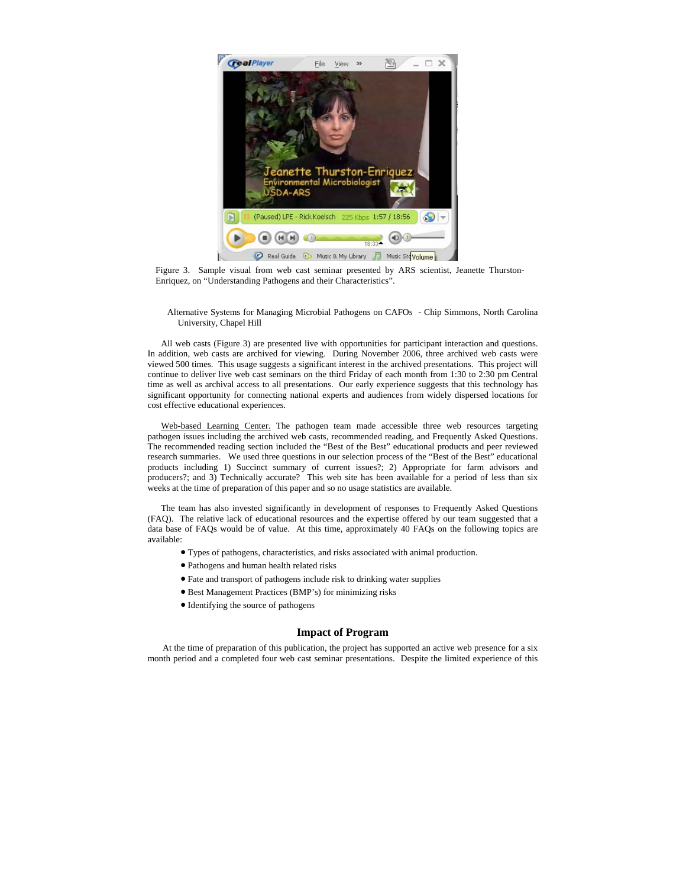Figure 3. Sample visual from web cast seminar presented by ARS scientist, Jeanette Thurston-Enriquez, on "Understanding Pathogens and their Characteristics".

Alternative Systems for Managing Microbial Pathogens on CAFOs - Chip Simmons, North Carolina University, Chapel Hill

All web casts (Figure 3) are presented live with opportunities for participant interaction and questions. In addition, web casts are archived for viewing. During November 2006, three archived web casts were viewed 500 times. This usage suggests a significant interest in the archived presentations. This project will continue to deliver live web cast seminars on the third Friday of each month from 1:30 to 2:30 pm Central time as well as archival access to all presentations. Our early experience suggests that this technology has significant opportunity for connecting national experts and audiences from widely dispersed locations for cost effective educational experiences.

Web-based Learning Center. The pathogen team made accessible three web resources targeting pathogen issues including the archived web casts, recommended reading, and Frequently Asked Questions. The recommended reading section included the "Best of the Best" educational products and peer reviewed research summaries. We used three questions in our selection process of the "Best of the Best" educational products including 1) Succinct summary of current issues?; 2) Appropriate for farm advisors and producers?; and 3) Technically accurate? This web site has been available for a period of less than six weeks at the time of preparation of this paper and so no usage statistics are available.

The team has also invested significantly in development of responses to Frequently Asked Questions (FAQ). The relative lack of educational resources and the expertise offered by our team suggested that a data base of FAQs would be of value. At this time, approximately 40 FAQs on the following topics are available:

- Types of pathogens, characteristics, and risks associated with animal production.
- Pathogens and human health related risks
- Fate and transport of pathogens include risk to drinking water supplies
- Best Management Practices (BMP's) for minimizing risks
- Identifying the source of pathogens

## Impact of Program

At the time of preparation of this publication, the project has supported an active web presence for a six month period and a completed four web cast seminar presentations. Despite the limited experience of this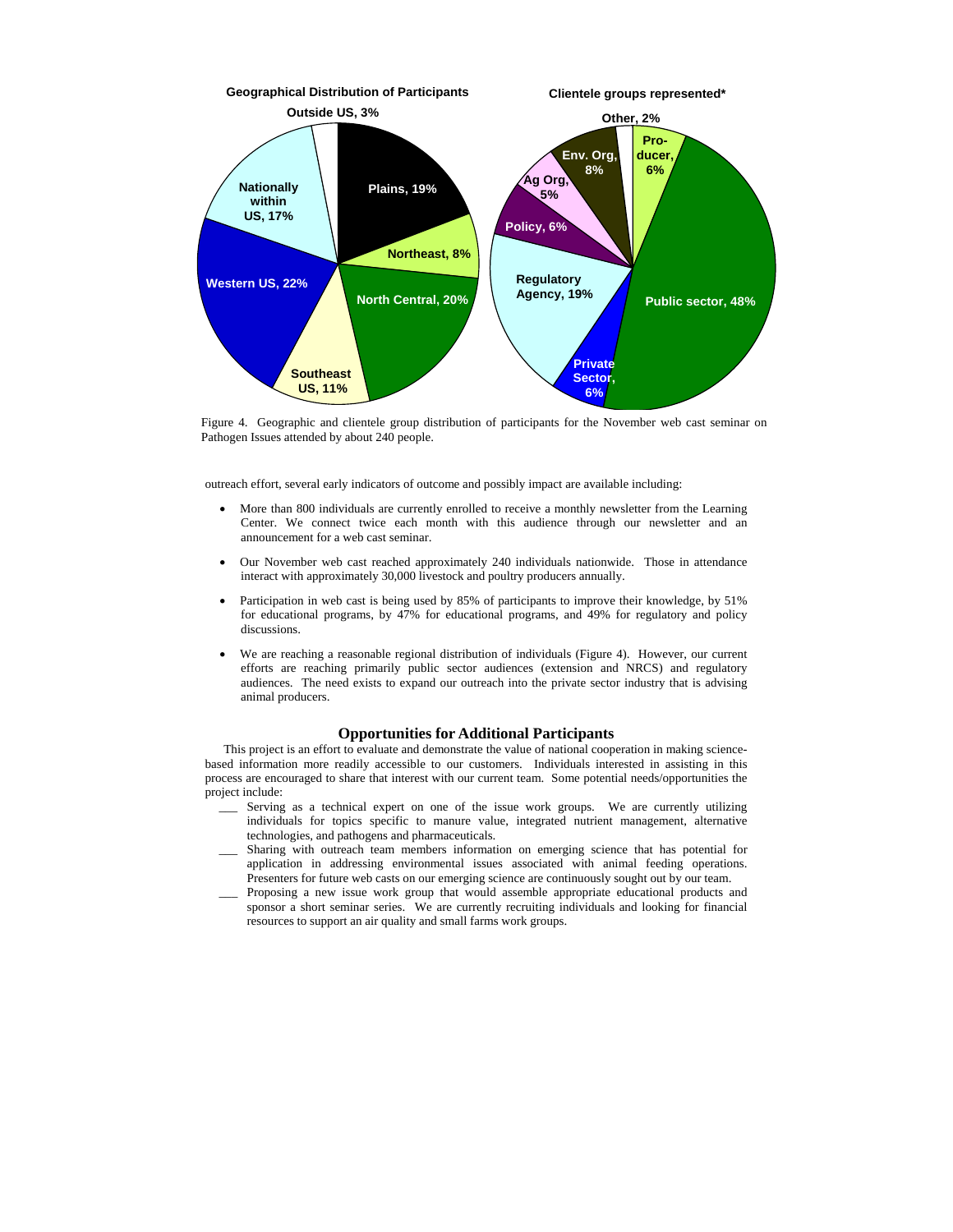**Geographical Distribution of Participants**

Outside US, 3%; Plains, 19%; Northeast, 8%; North Central, 20%; Southeast US, 11%; Western US, 22%; Nationally within US, 17%

**Clientele groups represented***

Other, 2%; Pro-ducer, 6%; Public sector, 48%; Private Sector, 6%; Regulatory Agency, 19%; Policy, 6%; Ag Org, 5%; Env. Org, 8%

Figure 4. Geographic and clientele group distribution of participants for the November web cast seminar on Pathogen Issues attended by about 240 people.

outreach effort, several early indicators of outcome and possibly impact are available including:

- More than 800 individuals are currently enrolled to receive a monthly newsletter from the Learning Center. We connect twice each month with this audience through our newsletter and an announcement for a web cast seminar.
- Our November web cast reached approximately 240 individuals nationwide. Those in attendance interact with approximately 30,000 livestock and poultry producers annually.
- Participation in web cast is being used by 85% of participants to improve their knowledge, by 51% for educational programs, by 47% for educational programs, and 49% for regulatory and policy discussions.
- We are reaching a reasonable regional distribution of individuals (Figure 4). However, our current efforts are reaching primarily public sector audiences (extension and NRCS) and regulatory audiences. The need exists to expand our outreach into the private sector industry that is advising animal producers.

## Opportunities for Additional Participants

This project is an effort to evaluate and demonstrate the value of national cooperation in making science-based information more readily accessible to our customers. Individuals interested in assisting in this process are encouraged to share that interest with our current team. Some potential needs/opportunities the project include:

___ Serving as a technical expert on one of the issue work groups. We are currently utilizing individuals for topics specific to manure value, integrated nutrient management, alternative technologies, and pathogens and pharmaceuticals.

___ Sharing with outreach team members information on emerging science that has potential for application in addressing environmental issues associated with animal feeding operations. Presenters for future web casts on our emerging science are continuously sought out by our team.

___ Proposing a new issue work group that would assemble appropriate educational products and sponsor a short seminar series. We are currently recruiting individuals and looking for financial resources to support an air quality and small farms work groups.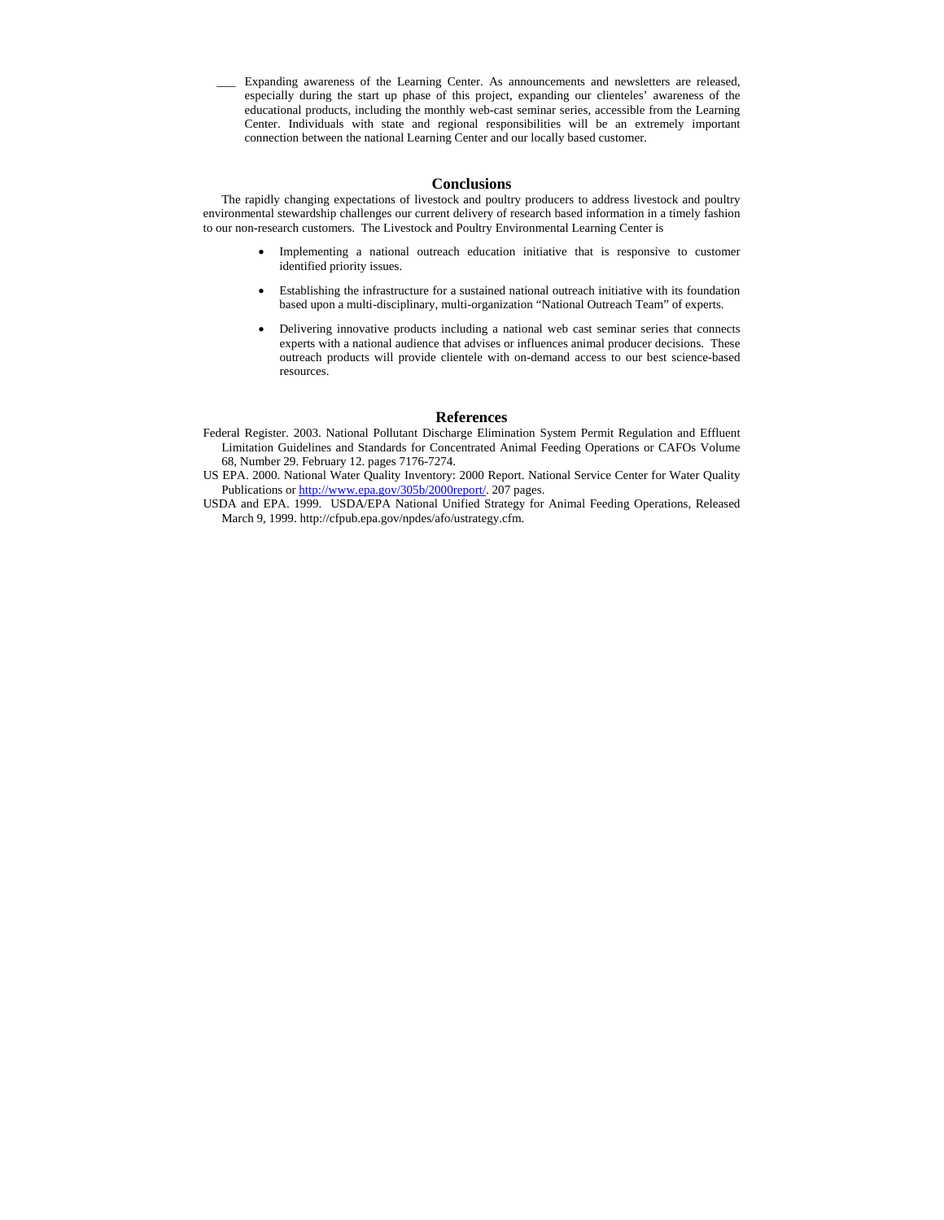- Expanding awareness of the Learning Center. As announcements and newsletters are released, especially during the start up phase of this project, expanding our clienteles' awareness of the educational products, including the monthly web-cast seminar series, accessible from the Learning Center. Individuals with state and regional responsibilities will be an extremely important connection between the national Learning Center and our locally based customer.

## Conclusions

The rapidly changing expectations of livestock and poultry producers to address livestock and poultry environmental stewardship challenges our current delivery of research based information in a timely fashion to our non-research customers. The Livestock and Poultry Environmental Learning Center is

- Implementing a national outreach education initiative that is responsive to customer identified priority issues.
- Establishing the infrastructure for a sustained national outreach initiative with its foundation based upon a multi-disciplinary, multi-organization "National Outreach Team" of experts.
- Delivering innovative products including a national web cast seminar series that connects experts with a national audience that advises or influences animal producer decisions. These outreach products will provide clientele with on-demand access to our best science-based resources.

## References

Federal Register. 2003. National Pollutant Discharge Elimination System Permit Regulation and Effluent Limitation Guidelines and Standards for Concentrated Animal Feeding Operations or CAFOs Volume 68, Number 29. February 12. pages 7176-7274.

US EPA. 2000. National Water Quality Inventory: 2000 Report. National Service Center for Water Quality Publications or http://www.epa.gov/305b/2000report/. 207 pages.

USDA and EPA. 1999. USDA/EPA National Unified Strategy for Animal Feeding Operations, Released March 9, 1999. http://cfpub.epa.gov/npdes/afo/ustrategy.cfm.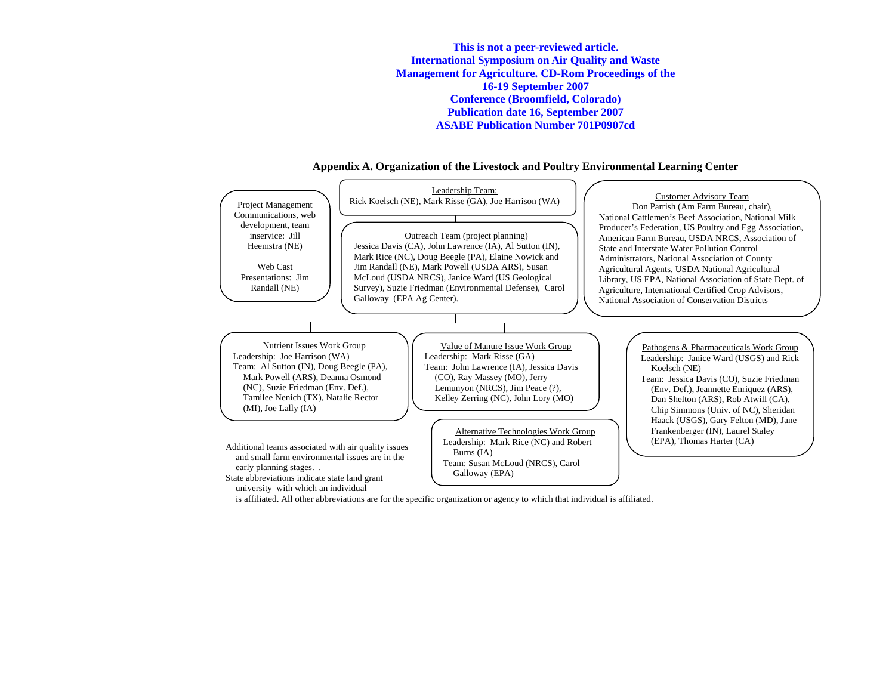**This is not a peer-reviewed article.**
**International Symposium on Air Quality and Waste Management for Agriculture. CD-Rom Proceedings of the 16-19 September 2007 Conference (Broomfield, Colorado)**
**Publication date 16, September 2007**
**ASABE Publication Number 701P0907cd**

## Appendix A. Organization of the Livestock and Poultry Environmental Learning Center

**Project Management**
Communications, web development, team inservice: Jill Heemstra (NE)

Web Cast Presentations: Jim Randall (NE)

**Leadership Team:**
Rick Koelsch (NE), Mark Risse (GA), Joe Harrison (WA)

**Outreach Team** (project planning)
Jessica Davis (CA), John Lawrence (IA), Al Sutton (IN), Mark Rice (NC), Doug Beegle (PA), Elaine Nowick and Jim Randall (NE), Mark Powell (USDA ARS), Susan McLoud (USDA NRCS), Janice Ward (US Geological Survey), Suzie Friedman (Environmental Defense), Carol Galloway (EPA Ag Center).

**Customer Advisory Team**
Don Parrish (Am Farm Bureau, chair), National Cattlemen's Beef Association, National Milk Producer's Federation, US Poultry and Egg Association, American Farm Bureau, USDA NRCS, Association of State and Interstate Water Pollution Control Administrators, National Association of County Agricultural Agents, USDA National Agricultural Library, US EPA, National Association of State Dept. of Agriculture, International Certified Crop Advisors, National Association of Conservation Districts

**Nutrient Issues Work Group**
Leadership: Joe Harrison (WA)
Team: Al Sutton (IN), Doug Beegle (PA), Mark Powell (ARS), Deanna Osmond (NC), Suzie Friedman (Env. Def.), Tamilee Nenich (TX), Natalie Rector (MI), Joe Lally (IA)

**Value of Manure Issue Work Group**
Leadership: Mark Risse (GA)
Team: John Lawrence (IA), Jessica Davis (CO), Ray Massey (MO), Jerry Lemunyon (NRCS), Jim Peace (?), Kelley Zerring (NC), John Lory (MO)

**Pathogens & Pharmaceuticals Work Group**
Leadership: Janice Ward (USGS) and Rick Koelsch (NE)
Team: Jessica Davis (CO), Suzie Friedman (Env. Def.), Jeannette Enriquez (ARS), Dan Shelton (ARS), Rob Atwill (CA), Chip Simmons (Univ. of NC), Sheridan Haack (USGS), Gary Felton (MD), Jane Frankenberger (IN), Laurel Staley (EPA), Thomas Harter (CA)

**Alternative Technologies Work Group**
Leadership: Mark Rice (NC) and Robert Burns (IA)
Team: Susan McLoud (NRCS), Carol Galloway (EPA)

Additional teams associated with air quality issues and small farm environmental issues are in the early planning stages.

State abbreviations indicate state land grant university with which an individual is affiliated. All other abbreviations are for the specific organization or agency to which that individual is affiliated.